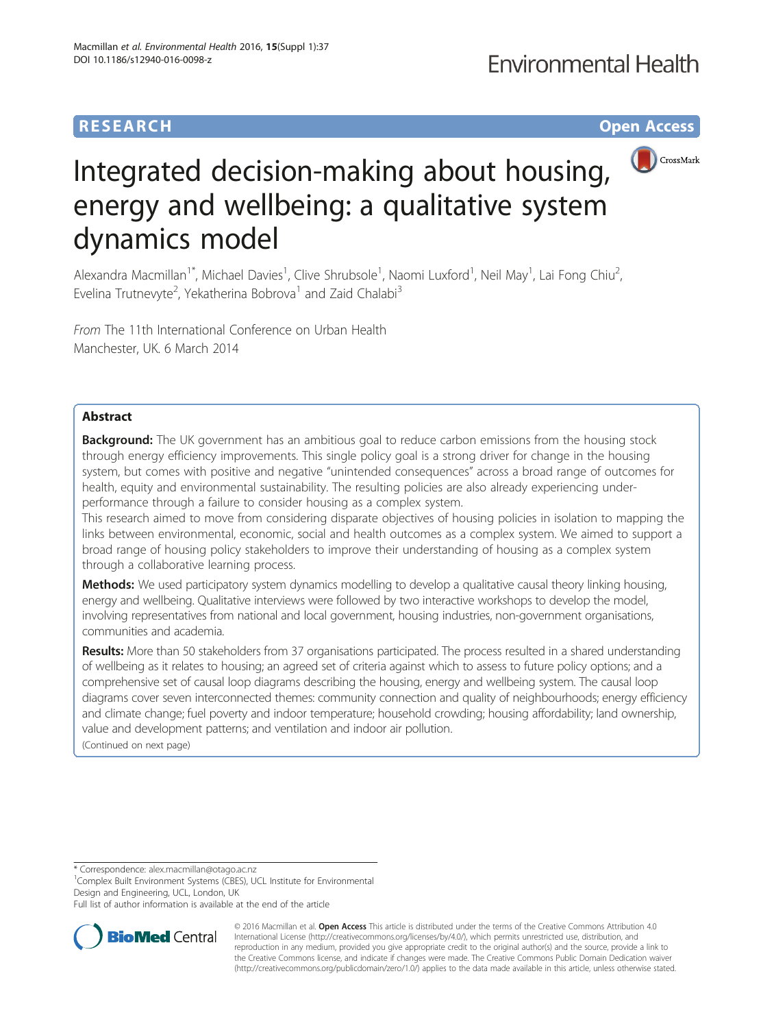RESEARCH Open Access

# Integrated decision-making about housing, energy and wellbeing: a qualitative system dynamics model

Alexandra Macmillan[1*], Michael Davies[1], Clive Shrubsole[1], Naomi Luxford[1], Neil May[1], Lai Fong Chiu[2], Evelina Trutnevyte[2], Yekatherina Bobrova[1] and Zaid Chalabi[3]

*From* The 11th International Conference on Urban Health
Manchester, UK. 6 March 2014

## Abstract

**Background:** The UK government has an ambitious goal to reduce carbon emissions from the housing stock through energy efficiency improvements. This single policy goal is a strong driver for change in the housing system, but comes with positive and negative "unintended consequences" across a broad range of outcomes for health, equity and environmental sustainability. The resulting policies are also already experiencing under-performance through a failure to consider housing as a complex system.

This research aimed to move from considering disparate objectives of housing policies in isolation to mapping the links between environmental, economic, social and health outcomes as a complex system. We aimed to support a broad range of housing policy stakeholders to improve their understanding of housing as a complex system through a collaborative learning process.

**Methods:** We used participatory system dynamics modelling to develop a qualitative causal theory linking housing, energy and wellbeing. Qualitative interviews were followed by two interactive workshops to develop the model, involving representatives from national and local government, housing industries, non-government organisations, communities and academia.

**Results:** More than 50 stakeholders from 37 organisations participated. The process resulted in a shared understanding of wellbeing as it relates to housing; an agreed set of criteria against which to assess to future policy options; and a comprehensive set of causal loop diagrams describing the housing, energy and wellbeing system. The causal loop diagrams cover seven interconnected themes: community connection and quality of neighbourhoods; energy efficiency and climate change; fuel poverty and indoor temperature; household crowding; housing affordability; land ownership, value and development patterns; and ventilation and indoor air pollution.

(Continued on next page)

\* Correspondence: alex.macmillan@otago.ac.nz
[1]Complex Built Environment Systems (CBES), UCL Institute for Environmental Design and Engineering, UCL, London, UK
Full list of author information is available at the end of the article

© 2016 Macmillan et al. **Open Access** This article is distributed under the terms of the Creative Commons Attribution 4.0 International License (http://creativecommons.org/licenses/by/4.0/), which permits unrestricted use, distribution, and reproduction in any medium, provided you give appropriate credit to the original author(s) and the source, provide a link to the Creative Commons license, and indicate if changes were made. The Creative Commons Public Domain Dedication waiver (http://creativecommons.org/publicdomain/zero/1.0/) applies to the data made available in this article, unless otherwise stated.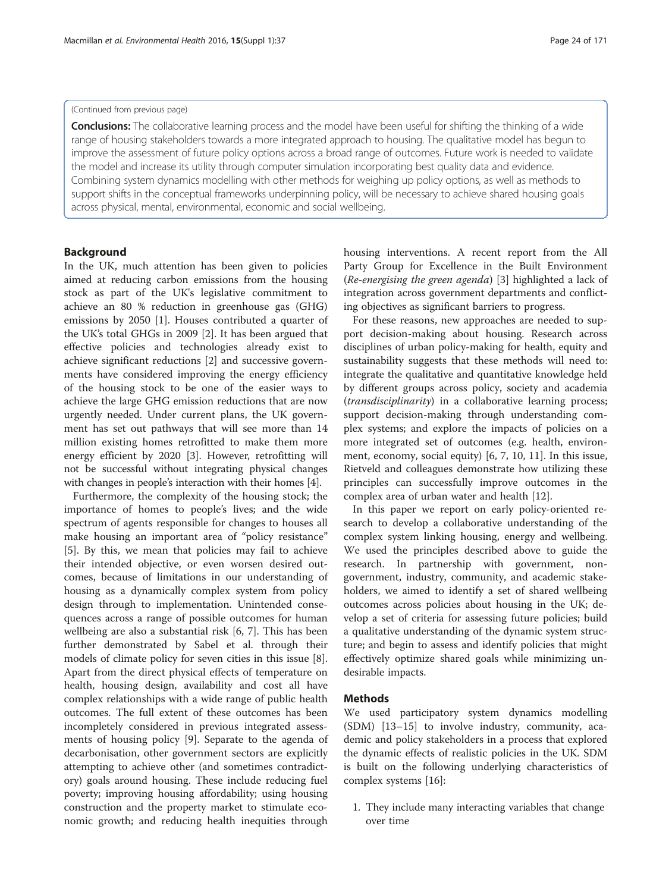(Continued from previous page)

**Conclusions:** The collaborative learning process and the model have been useful for shifting the thinking of a wide range of housing stakeholders towards a more integrated approach to housing. The qualitative model has begun to improve the assessment of future policy options across a broad range of outcomes. Future work is needed to validate the model and increase its utility through computer simulation incorporating best quality data and evidence. Combining system dynamics modelling with other methods for weighing up policy options, as well as methods to support shifts in the conceptual frameworks underpinning policy, will be necessary to achieve shared housing goals across physical, mental, environmental, economic and social wellbeing.

## Background

In the UK, much attention has been given to policies aimed at reducing carbon emissions from the housing stock as part of the UK's legislative commitment to achieve an 80 % reduction in greenhouse gas (GHG) emissions by 2050 [1]. Houses contributed a quarter of the UK's total GHGs in 2009 [2]. It has been argued that effective policies and technologies already exist to achieve significant reductions [2] and successive governments have considered improving the energy efficiency of the housing stock to be one of the easier ways to achieve the large GHG emission reductions that are now urgently needed. Under current plans, the UK government has set out pathways that will see more than 14 million existing homes retrofitted to make them more energy efficient by 2020 [3]. However, retrofitting will not be successful without integrating physical changes with changes in people's interaction with their homes [4].

Furthermore, the complexity of the housing stock; the importance of homes to people's lives; and the wide spectrum of agents responsible for changes to houses all make housing an important area of "policy resistance" [5]. By this, we mean that policies may fail to achieve their intended objective, or even worsen desired outcomes, because of limitations in our understanding of housing as a dynamically complex system from policy design through to implementation. Unintended consequences across a range of possible outcomes for human wellbeing are also a substantial risk [6, 7]. This has been further demonstrated by Sabel et al. through their models of climate policy for seven cities in this issue [8]. Apart from the direct physical effects of temperature on health, housing design, availability and cost all have complex relationships with a wide range of public health outcomes. The full extent of these outcomes has been incompletely considered in previous integrated assessments of housing policy [9]. Separate to the agenda of decarbonisation, other government sectors are explicitly attempting to achieve other (and sometimes contradictory) goals around housing. These include reducing fuel poverty; improving housing affordability; using housing construction and the property market to stimulate economic growth; and reducing health inequities through housing interventions. A recent report from the All Party Group for Excellence in the Built Environment (*Re-energising the green agenda*) [3] highlighted a lack of integration across government departments and conflicting objectives as significant barriers to progress.

For these reasons, new approaches are needed to support decision-making about housing. Research across disciplines of urban policy-making for health, equity and sustainability suggests that these methods will need to: integrate the qualitative and quantitative knowledge held by different groups across policy, society and academia (*transdisciplinarity*) in a collaborative learning process; support decision-making through understanding complex systems; and explore the impacts of policies on a more integrated set of outcomes (e.g. health, environment, economy, social equity) [6, 7, 10, 11]. In this issue, Rietveld and colleagues demonstrate how utilizing these principles can successfully improve outcomes in the complex area of urban water and health [12].

In this paper we report on early policy-oriented research to develop a collaborative understanding of the complex system linking housing, energy and wellbeing. We used the principles described above to guide the research. In partnership with government, non-government, industry, community, and academic stakeholders, we aimed to identify a set of shared wellbeing outcomes across policies about housing in the UK; develop a set of criteria for assessing future policies; build a qualitative understanding of the dynamic system structure; and begin to assess and identify policies that might effectively optimize shared goals while minimizing undesirable impacts.

## Methods

We used participatory system dynamics modelling (SDM) [13–15] to involve industry, community, academic and policy stakeholders in a process that explored the dynamic effects of realistic policies in the UK. SDM is built on the following underlying characteristics of complex systems [16]:

1. They include many interacting variables that change over time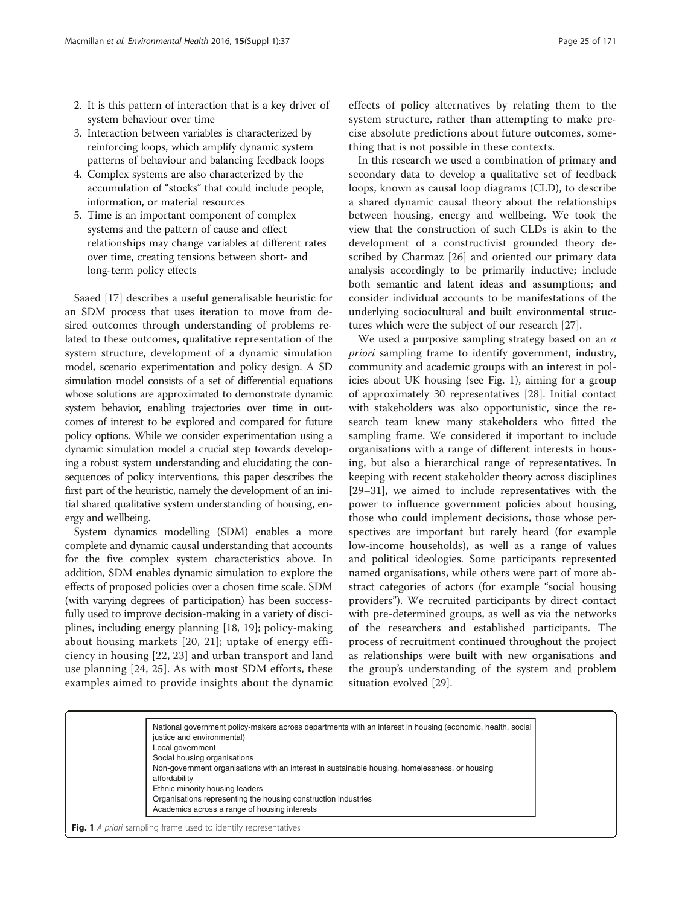2. It is this pattern of interaction that is a key driver of system behaviour over time
3. Interaction between variables is characterized by reinforcing loops, which amplify dynamic system patterns of behaviour and balancing feedback loops
4. Complex systems are also characterized by the accumulation of "stocks" that could include people, information, or material resources
5. Time is an important component of complex systems and the pattern of cause and effect relationships may change variables at different rates over time, creating tensions between short- and long-term policy effects

Saaed [17] describes a useful generalisable heuristic for an SDM process that uses iteration to move from desired outcomes through understanding of problems related to these outcomes, qualitative representation of the system structure, development of a dynamic simulation model, scenario experimentation and policy design. A SD simulation model consists of a set of differential equations whose solutions are approximated to demonstrate dynamic system behavior, enabling trajectories over time in outcomes of interest to be explored and compared for future policy options. While we consider experimentation using a dynamic simulation model a crucial step towards developing a robust system understanding and elucidating the consequences of policy interventions, this paper describes the first part of the heuristic, namely the development of an initial shared qualitative system understanding of housing, energy and wellbeing.

System dynamics modelling (SDM) enables a more complete and dynamic causal understanding that accounts for the five complex system characteristics above. In addition, SDM enables dynamic simulation to explore the effects of proposed policies over a chosen time scale. SDM (with varying degrees of participation) has been successfully used to improve decision-making in a variety of disciplines, including energy planning [18, 19]; policy-making about housing markets [20, 21]; uptake of energy efficiency in housing [22, 23] and urban transport and land use planning [24, 25]. As with most SDM efforts, these examples aimed to provide insights about the dynamic effects of policy alternatives by relating them to the system structure, rather than attempting to make precise absolute predictions about future outcomes, something that is not possible in these contexts.

In this research we used a combination of primary and secondary data to develop a qualitative set of feedback loops, known as causal loop diagrams (CLD), to describe a shared dynamic causal theory about the relationships between housing, energy and wellbeing. We took the view that the construction of such CLDs is akin to the development of a constructivist grounded theory described by Charmaz [26] and oriented our primary data analysis accordingly to be primarily inductive; include both semantic and latent ideas and assumptions; and consider individual accounts to be manifestations of the underlying sociocultural and built environmental structures which were the subject of our research [27].

We used a purposive sampling strategy based on an *a priori* sampling frame to identify government, industry, community and academic groups with an interest in policies about UK housing (see Fig. 1), aiming for a group of approximately 30 representatives [28]. Initial contact with stakeholders was also opportunistic, since the research team knew many stakeholders who fitted the sampling frame. We considered it important to include organisations with a range of different interests in housing, but also a hierarchical range of representatives. In keeping with recent stakeholder theory across disciplines [29–31], we aimed to include representatives with the power to influence government policies about housing, those who could implement decisions, those whose perspectives are important but rarely heard (for example low-income households), as well as a range of values and political ideologies. Some participants represented named organisations, while others were part of more abstract categories of actors (for example "social housing providers"). We recruited participants by direct contact with pre-determined groups, as well as via the networks of the researchers and established participants. The process of recruitment continued throughout the project as relationships were built with new organisations and the group's understanding of the system and problem situation evolved [29].

National government policy-makers across departments with an interest in housing (economic, health, social justice and environmental)
Local government
Social housing organisations
Non-government organisations with an interest in sustainable housing, homelessness, or housing affordability
Ethnic minority housing leaders
Organisations representing the housing construction industries
Academics across a range of housing interests

**Fig. 1** *A priori* sampling frame used to identify representatives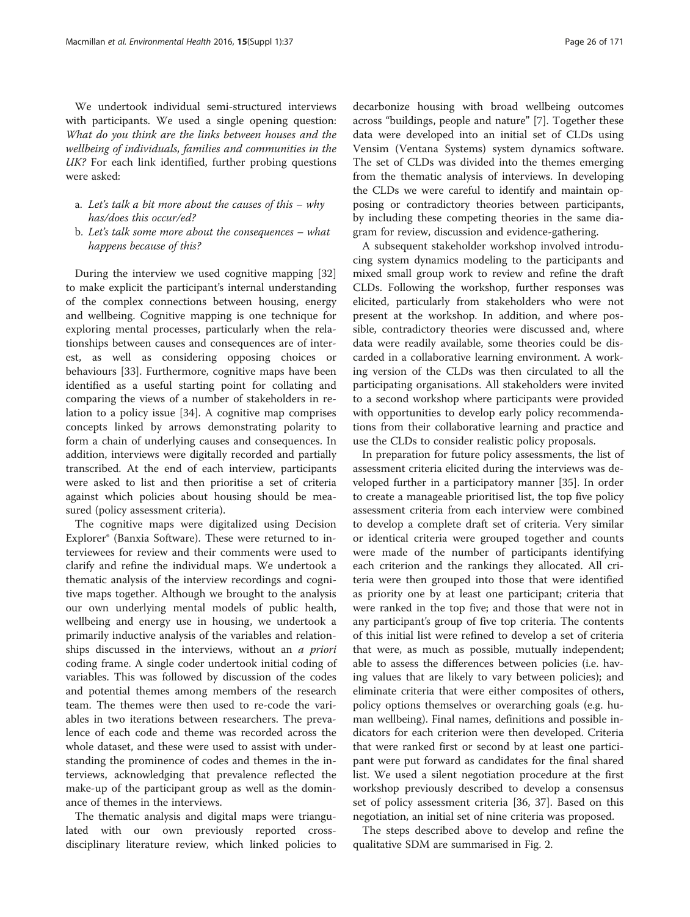We undertook individual semi-structured interviews with participants. We used a single opening question: *What do you think are the links between houses and the wellbeing of individuals, families and communities in the UK?* For each link identified, further probing questions were asked:

a. *Let's talk a bit more about the causes of this – why has/does this occur/ed?*
b. *Let's talk some more about the consequences – what happens because of this?*

During the interview we used cognitive mapping [32] to make explicit the participant's internal understanding of the complex connections between housing, energy and wellbeing. Cognitive mapping is one technique for exploring mental processes, particularly when the relationships between causes and consequences are of interest, as well as considering opposing choices or behaviours [33]. Furthermore, cognitive maps have been identified as a useful starting point for collating and comparing the views of a number of stakeholders in relation to a policy issue [34]. A cognitive map comprises concepts linked by arrows demonstrating polarity to form a chain of underlying causes and consequences. In addition, interviews were digitally recorded and partially transcribed. At the end of each interview, participants were asked to list and then prioritise a set of criteria against which policies about housing should be measured (policy assessment criteria).

The cognitive maps were digitalized using Decision Explorer® (Banxia Software). These were returned to interviewees for review and their comments were used to clarify and refine the individual maps. We undertook a thematic analysis of the interview recordings and cognitive maps together. Although we brought to the analysis our own underlying mental models of public health, wellbeing and energy use in housing, we undertook a primarily inductive analysis of the variables and relationships discussed in the interviews, without an *a priori* coding frame. A single coder undertook initial coding of variables. This was followed by discussion of the codes and potential themes among members of the research team. The themes were then used to re-code the variables in two iterations between researchers. The prevalence of each code and theme was recorded across the whole dataset, and these were used to assist with understanding the prominence of codes and themes in the interviews, acknowledging that prevalence reflected the make-up of the participant group as well as the dominance of themes in the interviews.

The thematic analysis and digital maps were triangulated with our own previously reported cross-disciplinary literature review, which linked policies to decarbonize housing with broad wellbeing outcomes across "buildings, people and nature" [7]. Together these data were developed into an initial set of CLDs using Vensim (Ventana Systems) system dynamics software. The set of CLDs was divided into the themes emerging from the thematic analysis of interviews. In developing the CLDs we were careful to identify and maintain opposing or contradictory theories between participants, by including these competing theories in the same diagram for review, discussion and evidence-gathering.

A subsequent stakeholder workshop involved introducing system dynamics modeling to the participants and mixed small group work to review and refine the draft CLDs. Following the workshop, further responses was elicited, particularly from stakeholders who were not present at the workshop. In addition, and where possible, contradictory theories were discussed and, where data were readily available, some theories could be discarded in a collaborative learning environment. A working version of the CLDs was then circulated to all the participating organisations. All stakeholders were invited to a second workshop where participants were provided with opportunities to develop early policy recommendations from their collaborative learning and practice and use the CLDs to consider realistic policy proposals.

In preparation for future policy assessments, the list of assessment criteria elicited during the interviews was developed further in a participatory manner [35]. In order to create a manageable prioritised list, the top five policy assessment criteria from each interview were combined to develop a complete draft set of criteria. Very similar or identical criteria were grouped together and counts were made of the number of participants identifying each criterion and the rankings they allocated. All criteria were then grouped into those that were identified as priority one by at least one participant; criteria that were ranked in the top five; and those that were not in any participant's group of five top criteria. The contents of this initial list were refined to develop a set of criteria that were, as much as possible, mutually independent; able to assess the differences between policies (i.e. having values that are likely to vary between policies); and eliminate criteria that were either composites of others, policy options themselves or overarching goals (e.g. human wellbeing). Final names, definitions and possible indicators for each criterion were then developed. Criteria that were ranked first or second by at least one participant were put forward as candidates for the final shared list. We used a silent negotiation procedure at the first workshop previously described to develop a consensus set of policy assessment criteria [36, 37]. Based on this negotiation, an initial set of nine criteria was proposed.

The steps described above to develop and refine the qualitative SDM are summarised in Fig. 2.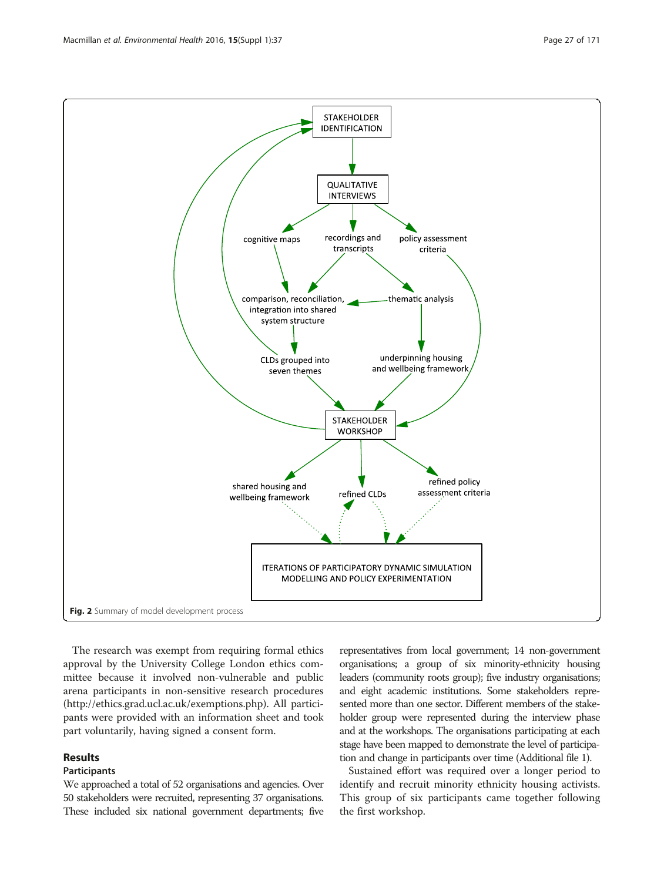Fig. 2 Summary of model development process

The research was exempt from requiring formal ethics approval by the University College London ethics committee because it involved non-vulnerable and public arena participants in non-sensitive research procedures (http://ethics.grad.ucl.ac.uk/exemptions.php). All participants were provided with an information sheet and took part voluntarily, having signed a consent form.

## Results

### Participants

We approached a total of 52 organisations and agencies. Over 50 stakeholders were recruited, representing 37 organisations. These included six national government departments; five representatives from local government; 14 non-government organisations; a group of six minority-ethnicity housing leaders (community roots group); five industry organisations; and eight academic institutions. Some stakeholders represented more than one sector. Different members of the stakeholder group were represented during the interview phase and at the workshops. The organisations participating at each stage have been mapped to demonstrate the level of participation and change in participants over time (Additional file 1).

Sustained effort was required over a longer period to identify and recruit minority ethnicity housing activists. This group of six participants came together following the first workshop.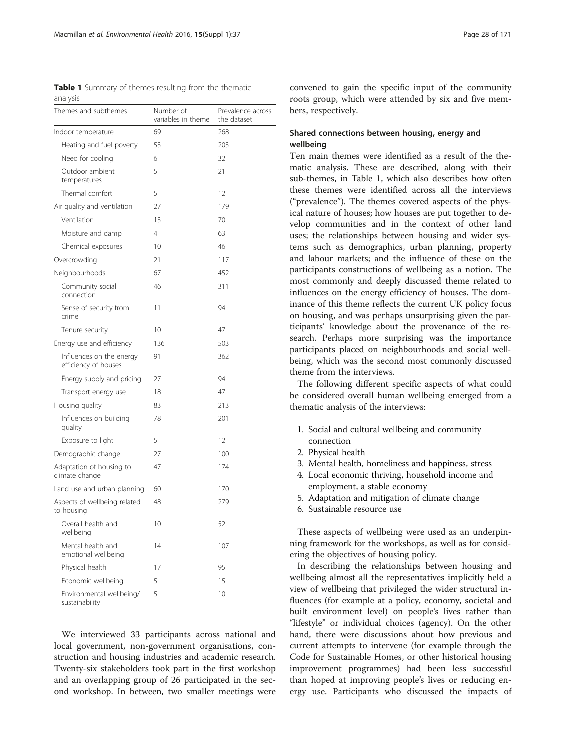**Table 1** Summary of themes resulting from the thematic analysis

| Themes and subthemes | Number of variables in theme | Prevalence across the dataset |
|---|---|---|
| Indoor temperature | 69 | 268 |
| Heating and fuel poverty | 53 | 203 |
| Need for cooling | 6 | 32 |
| Outdoor ambient temperatures | 5 | 21 |
| Thermal comfort | 5 | 12 |
| Air quality and ventilation | 27 | 179 |
| Ventilation | 13 | 70 |
| Moisture and damp | 4 | 63 |
| Chemical exposures | 10 | 46 |
| Overcrowding | 21 | 117 |
| Neighbourhoods | 67 | 452 |
| Community social connection | 46 | 311 |
| Sense of security from crime | 11 | 94 |
| Tenure security | 10 | 47 |
| Energy use and efficiency | 136 | 503 |
| Influences on the energy efficiency of houses | 91 | 362 |
| Energy supply and pricing | 27 | 94 |
| Transport energy use | 18 | 47 |
| Housing quality | 83 | 213 |
| Influences on building quality | 78 | 201 |
| Exposure to light | 5 | 12 |
| Demographic change | 27 | 100 |
| Adaptation of housing to climate change | 47 | 174 |
| Land use and urban planning | 60 | 170 |
| Aspects of wellbeing related to housing | 48 | 279 |
| Overall health and wellbeing | 10 | 52 |
| Mental health and emotional wellbeing | 14 | 107 |
| Physical health | 17 | 95 |
| Economic wellbeing | 5 | 15 |
| Environmental wellbeing/ sustainability | 5 | 10 |

We interviewed 33 participants across national and local government, non-government organisations, construction and housing industries and academic research. Twenty-six stakeholders took part in the first workshop and an overlapping group of 26 participated in the second workshop. In between, two smaller meetings were convened to gain the specific input of the community roots group, which were attended by six and five members, respectively.

### Shared connections between housing, energy and wellbeing

Ten main themes were identified as a result of the thematic analysis. These are described, along with their sub-themes, in Table 1, which also describes how often these themes were identified across all the interviews ("prevalence"). The themes covered aspects of the physical nature of houses; how houses are put together to develop communities and in the context of other land uses; the relationships between housing and wider systems such as demographics, urban planning, property and labour markets; and the influence of these on the participants constructions of wellbeing as a notion. The most commonly and deeply discussed theme related to influences on the energy efficiency of houses. The dominance of this theme reflects the current UK policy focus on housing, and was perhaps unsurprising given the participants' knowledge about the provenance of the research. Perhaps more surprising was the importance participants placed on neighbourhoods and social wellbeing, which was the second most commonly discussed theme from the interviews.

The following different specific aspects of what could be considered overall human wellbeing emerged from a thematic analysis of the interviews:

1. Social and cultural wellbeing and community connection
2. Physical health
3. Mental health, homeliness and happiness, stress
4. Local economic thriving, household income and employment, a stable economy
5. Adaptation and mitigation of climate change
6. Sustainable resource use

These aspects of wellbeing were used as an underpinning framework for the workshops, as well as for considering the objectives of housing policy.

In describing the relationships between housing and wellbeing almost all the representatives implicitly held a view of wellbeing that privileged the wider structural influences (for example at a policy, economy, societal and built environment level) on people's lives rather than "lifestyle" or individual choices (agency). On the other hand, there were discussions about how previous and current attempts to intervene (for example through the Code for Sustainable Homes, or other historical housing improvement programmes) had been less successful than hoped at improving people's lives or reducing energy use. Participants who discussed the impacts of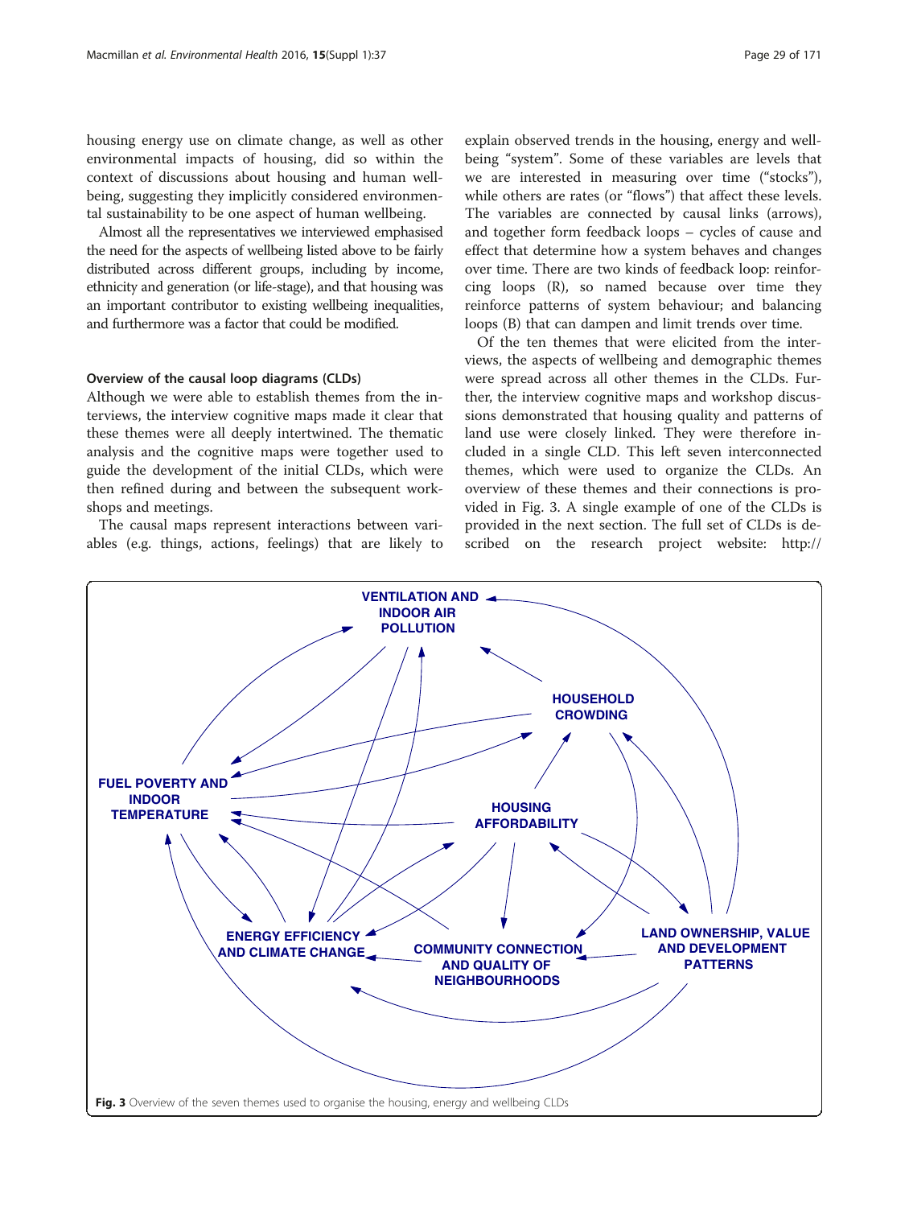housing energy use on climate change, as well as other environmental impacts of housing, did so within the context of discussions about housing and human wellbeing, suggesting they implicitly considered environmental sustainability to be one aspect of human wellbeing.

Almost all the representatives we interviewed emphasised the need for the aspects of wellbeing listed above to be fairly distributed across different groups, including by income, ethnicity and generation (or life-stage), and that housing was an important contributor to existing wellbeing inequalities, and furthermore was a factor that could be modified.

#### Overview of the causal loop diagrams (CLDs)

Although we were able to establish themes from the interviews, the interview cognitive maps made it clear that these themes were all deeply intertwined. The thematic analysis and the cognitive maps were together used to guide the development of the initial CLDs, which were then refined during and between the subsequent workshops and meetings.

The causal maps represent interactions between variables (e.g. things, actions, feelings) that are likely to explain observed trends in the housing, energy and wellbeing "system". Some of these variables are levels that we are interested in measuring over time ("stocks"), while others are rates (or "flows") that affect these levels. The variables are connected by causal links (arrows), and together form feedback loops – cycles of cause and effect that determine how a system behaves and changes over time. There are two kinds of feedback loop: reinforcing loops (R), so named because over time they reinforce patterns of system behaviour; and balancing loops (B) that can dampen and limit trends over time.

Of the ten themes that were elicited from the interviews, the aspects of wellbeing and demographic themes were spread across all other themes in the CLDs. Further, the interview cognitive maps and workshop discussions demonstrated that housing quality and patterns of land use were closely linked. They were therefore included in a single CLD. This left seven interconnected themes, which were used to organize the CLDs. An overview of these themes and their connections is provided in Fig. 3. A single example of one of the CLDs is provided in the next section. The full set of CLDs is described on the research project website: http://

VENTILATION AND INDOOR AIR POLLUTION

HOUSEHOLD CROWDING

FUEL POVERTY AND INDOOR TEMPERATURE

HOUSING AFFORDABILITY

ENERGY EFFICIENCY AND CLIMATE CHANGE

COMMUNITY CONNECTION AND QUALITY OF NEIGHBOURHOODS

LAND OWNERSHIP, VALUE AND DEVELOPMENT PATTERNS

**Fig. 3** Overview of the seven themes used to organise the housing, energy and wellbeing CLDs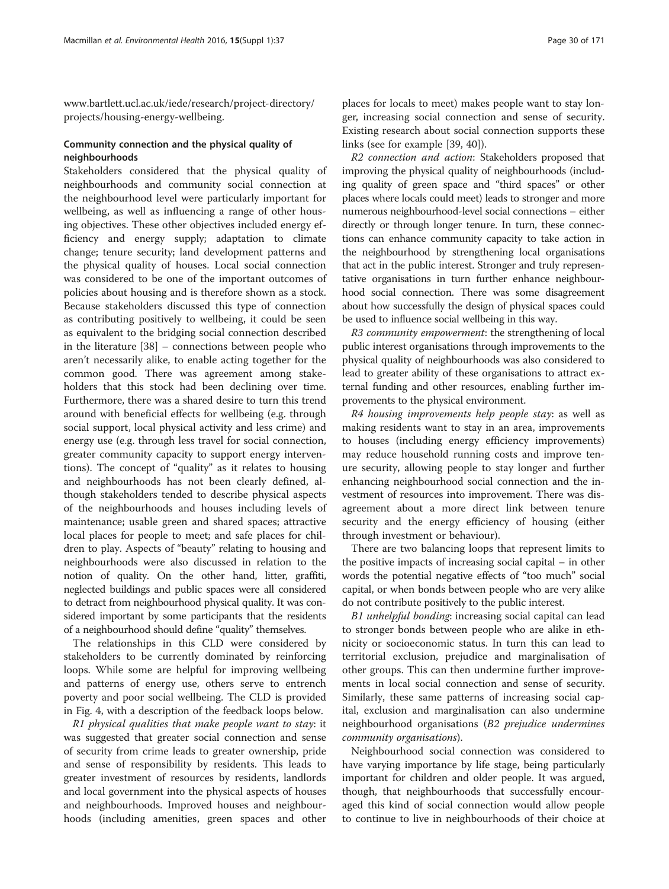www.bartlett.ucl.ac.uk/iede/research/project-directory/projects/housing-energy-wellbeing.

### Community connection and the physical quality of neighbourhoods

Stakeholders considered that the physical quality of neighbourhoods and community social connection at the neighbourhood level were particularly important for wellbeing, as well as influencing a range of other housing objectives. These other objectives included energy efficiency and energy supply; adaptation to climate change; tenure security; land development patterns and the physical quality of houses. Local social connection was considered to be one of the important outcomes of policies about housing and is therefore shown as a stock. Because stakeholders discussed this type of connection as contributing positively to wellbeing, it could be seen as equivalent to the bridging social connection described in the literature [38] – connections between people who aren't necessarily alike, to enable acting together for the common good. There was agreement among stakeholders that this stock had been declining over time. Furthermore, there was a shared desire to turn this trend around with beneficial effects for wellbeing (e.g. through social support, local physical activity and less crime) and energy use (e.g. through less travel for social connection, greater community capacity to support energy interventions). The concept of "quality" as it relates to housing and neighbourhoods has not been clearly defined, although stakeholders tended to describe physical aspects of the neighbourhoods and houses including levels of maintenance; usable green and shared spaces; attractive local places for people to meet; and safe places for children to play. Aspects of "beauty" relating to housing and neighbourhoods were also discussed in relation to the notion of quality. On the other hand, litter, graffiti, neglected buildings and public spaces were all considered to detract from neighbourhood physical quality. It was considered important by some participants that the residents of a neighbourhood should define "quality" themselves.

The relationships in this CLD were considered by stakeholders to be currently dominated by reinforcing loops. While some are helpful for improving wellbeing and patterns of energy use, others serve to entrench poverty and poor social wellbeing. The CLD is provided in Fig. 4, with a description of the feedback loops below.

*R1 physical qualities that make people want to stay*: it was suggested that greater social connection and sense of security from crime leads to greater ownership, pride and sense of responsibility by residents. This leads to greater investment of resources by residents, landlords and local government into the physical aspects of houses and neighbourhoods. Improved houses and neighbourhoods (including amenities, green spaces and other places for locals to meet) makes people want to stay longer, increasing social connection and sense of security. Existing research about social connection supports these links (see for example [39, 40]).

*R2 connection and action*: Stakeholders proposed that improving the physical quality of neighbourhoods (including quality of green space and "third spaces" or other places where locals could meet) leads to stronger and more numerous neighbourhood-level social connections – either directly or through longer tenure. In turn, these connections can enhance community capacity to take action in the neighbourhood by strengthening local organisations that act in the public interest. Stronger and truly representative organisations in turn further enhance neighbourhood social connection. There was some disagreement about how successfully the design of physical spaces could be used to influence social wellbeing in this way.

*R3 community empowerment*: the strengthening of local public interest organisations through improvements to the physical quality of neighbourhoods was also considered to lead to greater ability of these organisations to attract external funding and other resources, enabling further improvements to the physical environment.

*R4 housing improvements help people stay*: as well as making residents want to stay in an area, improvements to houses (including energy efficiency improvements) may reduce household running costs and improve tenure security, allowing people to stay longer and further enhancing neighbourhood social connection and the investment of resources into improvement. There was disagreement about a more direct link between tenure security and the energy efficiency of housing (either through investment or behaviour).

There are two balancing loops that represent limits to the positive impacts of increasing social capital – in other words the potential negative effects of "too much" social capital, or when bonds between people who are very alike do not contribute positively to the public interest.

*B1 unhelpful bonding*: increasing social capital can lead to stronger bonds between people who are alike in ethnicity or socioeconomic status. In turn this can lead to territorial exclusion, prejudice and marginalisation of other groups. This can then undermine further improvements in local social connection and sense of security. Similarly, these same patterns of increasing social capital, exclusion and marginalisation can also undermine neighbourhood organisations (*B2 prejudice undermines community organisations*).

Neighbourhood social connection was considered to have varying importance by life stage, being particularly important for children and older people. It was argued, though, that neighbourhoods that successfully encouraged this kind of social connection would allow people to continue to live in neighbourhoods of their choice at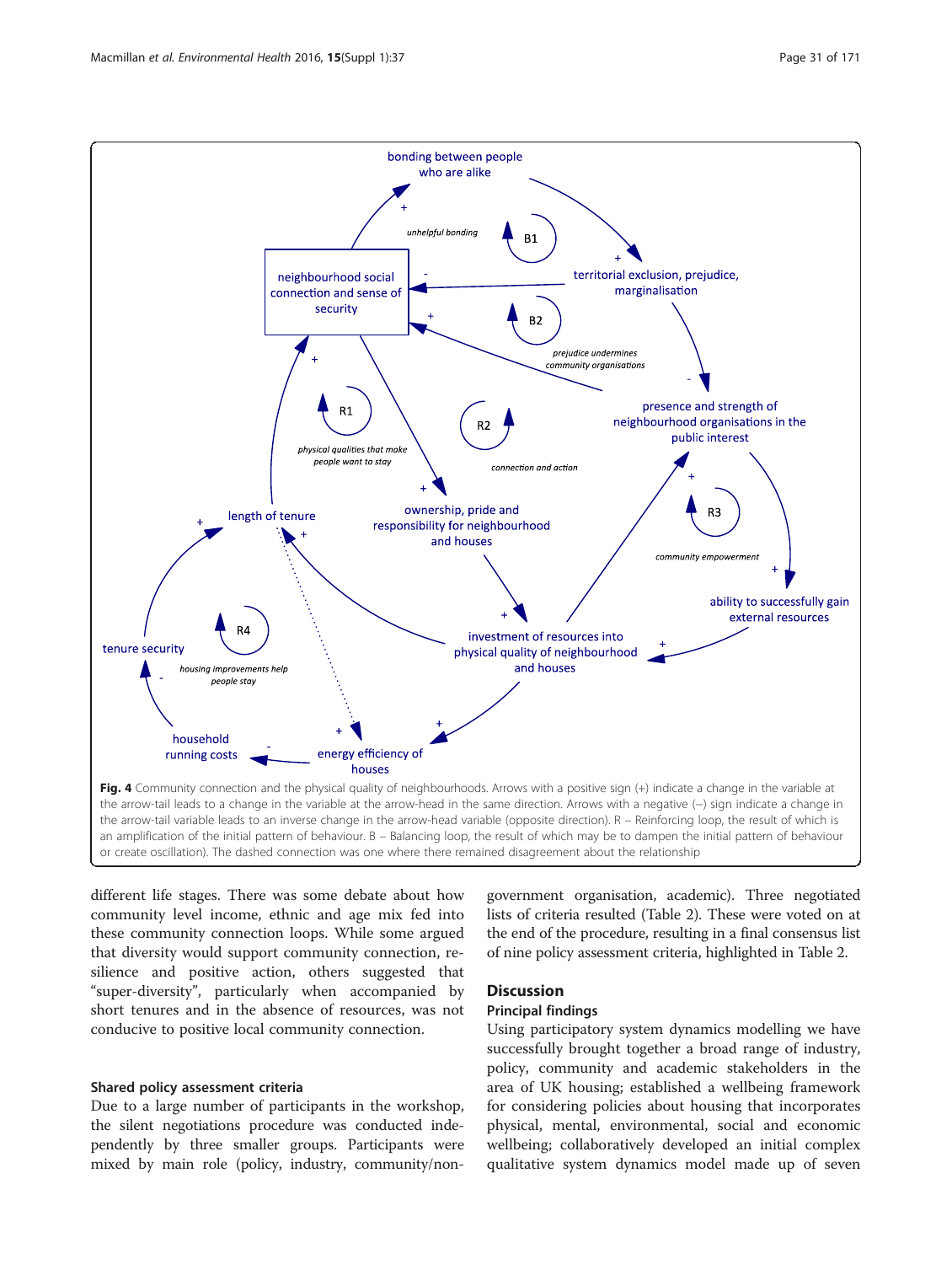Fig. 4 Community connection and the physical quality of neighbourhoods. Arrows with a positive sign (+) indicate a change in the variable at the arrow-tail leads to a change in the variable at the arrow-head in the same direction. Arrows with a negative (–) sign indicate a change in the arrow-tail variable leads to an inverse change in the arrow-head variable (opposite direction). R – Reinforcing loop, the result of which is an amplification of the initial pattern of behaviour. B – Balancing loop, the result of which may be to dampen the initial pattern of behaviour or create oscillation). The dashed connection was one where there remained disagreement about the relationship

different life stages. There was some debate about how community level income, ethnic and age mix fed into these community connection loops. While some argued that diversity would support community connection, resilience and positive action, others suggested that "super-diversity", particularly when accompanied by short tenures and in the absence of resources, was not conducive to positive local community connection.

### Shared policy assessment criteria

Due to a large number of participants in the workshop, the silent negotiations procedure was conducted independently by three smaller groups. Participants were mixed by main role (policy, industry, community/non-government organisation, academic). Three negotiated lists of criteria resulted (Table 2). These were voted on at the end of the procedure, resulting in a final consensus list of nine policy assessment criteria, highlighted in Table 2.

## Discussion

### Principal findings

Using participatory system dynamics modelling we have successfully brought together a broad range of industry, policy, community and academic stakeholders in the area of UK housing; established a wellbeing framework for considering policies about housing that incorporates physical, mental, environmental, social and economic wellbeing; collaboratively developed an initial complex qualitative system dynamics model made up of seven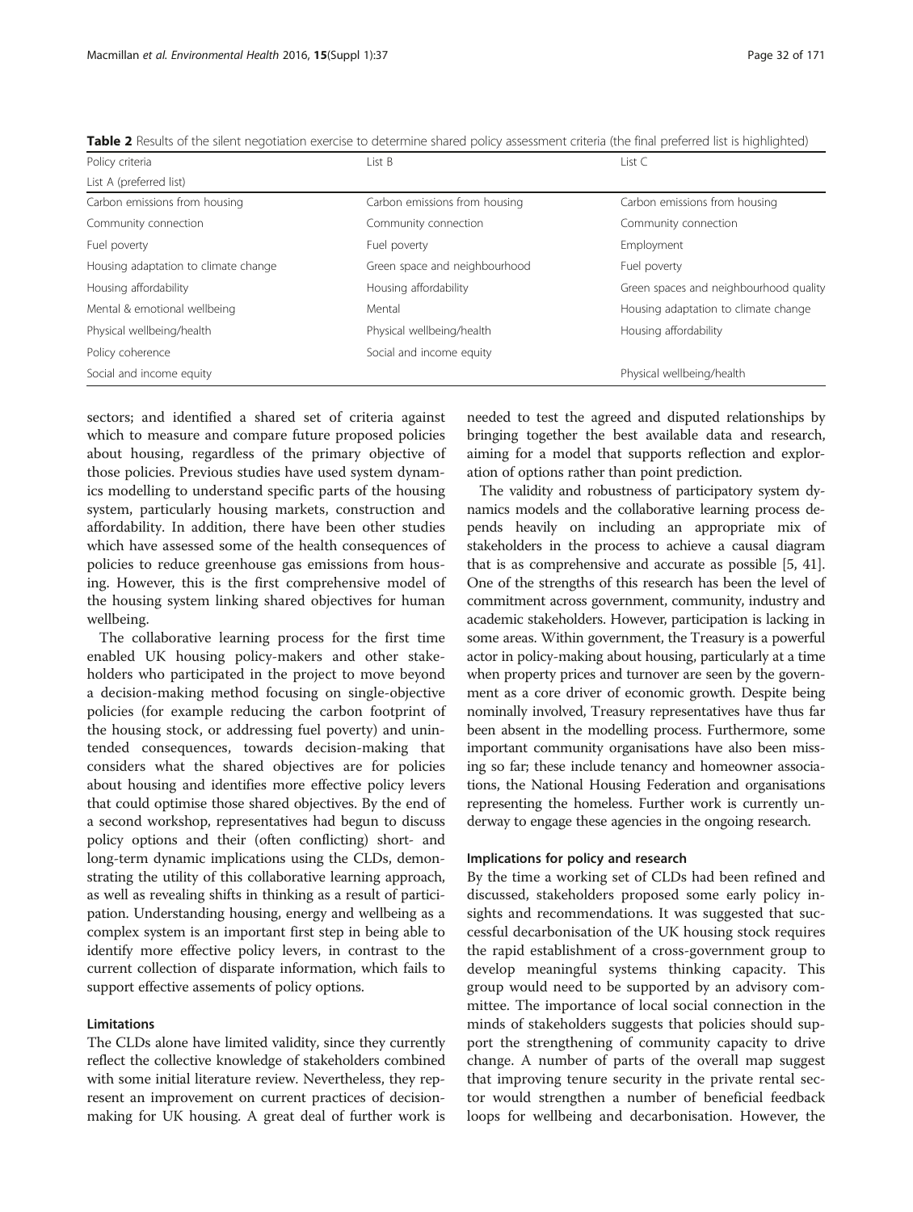**Table 2** Results of the silent negotiation exercise to determine shared policy assessment criteria (the final preferred list is highlighted)

| Policy criteria<br>List A (preferred list) | List B | List C |
|---|---|---|
| Carbon emissions from housing | Carbon emissions from housing | Carbon emissions from housing |
| Community connection | Community connection | Community connection |
| Fuel poverty | Fuel poverty | Employment |
| Housing adaptation to climate change | Green space and neighbourhood | Fuel poverty |
| Housing affordability | Housing affordability | Green spaces and neighbourhood quality |
| Mental & emotional wellbeing | Mental | Housing adaptation to climate change |
| Physical wellbeing/health | Physical wellbeing/health | Housing affordability |
| Policy coherence | Social and income equity | |
| Social and income equity | | Physical wellbeing/health |

sectors; and identified a shared set of criteria against which to measure and compare future proposed policies about housing, regardless of the primary objective of those policies. Previous studies have used system dynamics modelling to understand specific parts of the housing system, particularly housing markets, construction and affordability. In addition, there have been other studies which have assessed some of the health consequences of policies to reduce greenhouse gas emissions from housing. However, this is the first comprehensive model of the housing system linking shared objectives for human wellbeing.

The collaborative learning process for the first time enabled UK housing policy-makers and other stakeholders who participated in the project to move beyond a decision-making method focusing on single-objective policies (for example reducing the carbon footprint of the housing stock, or addressing fuel poverty) and unintended consequences, towards decision-making that considers what the shared objectives are for policies about housing and identifies more effective policy levers that could optimise those shared objectives. By the end of a second workshop, representatives had begun to discuss policy options and their (often conflicting) short- and long-term dynamic implications using the CLDs, demonstrating the utility of this collaborative learning approach, as well as revealing shifts in thinking as a result of participation. Understanding housing, energy and wellbeing as a complex system is an important first step in being able to identify more effective policy levers, in contrast to the current collection of disparate information, which fails to support effective assements of policy options.

### Limitations

The CLDs alone have limited validity, since they currently reflect the collective knowledge of stakeholders combined with some initial literature review. Nevertheless, they represent an improvement on current practices of decision-making for UK housing. A great deal of further work is needed to test the agreed and disputed relationships by bringing together the best available data and research, aiming for a model that supports reflection and exploration of options rather than point prediction.

The validity and robustness of participatory system dynamics models and the collaborative learning process depends heavily on including an appropriate mix of stakeholders in the process to achieve a causal diagram that is as comprehensive and accurate as possible [5, 41]. One of the strengths of this research has been the level of commitment across government, community, industry and academic stakeholders. However, participation is lacking in some areas. Within government, the Treasury is a powerful actor in policy-making about housing, particularly at a time when property prices and turnover are seen by the government as a core driver of economic growth. Despite being nominally involved, Treasury representatives have thus far been absent in the modelling process. Furthermore, some important community organisations have also been missing so far; these include tenancy and homeowner associations, the National Housing Federation and organisations representing the homeless. Further work is currently underway to engage these agencies in the ongoing research.

### Implications for policy and research

By the time a working set of CLDs had been refined and discussed, stakeholders proposed some early policy insights and recommendations. It was suggested that successful decarbonisation of the UK housing stock requires the rapid establishment of a cross-government group to develop meaningful systems thinking capacity. This group would need to be supported by an advisory committee. The importance of local social connection in the minds of stakeholders suggests that policies should support the strengthening of community capacity to drive change. A number of parts of the overall map suggest that improving tenure security in the private rental sector would strengthen a number of beneficial feedback loops for wellbeing and decarbonisation. However, the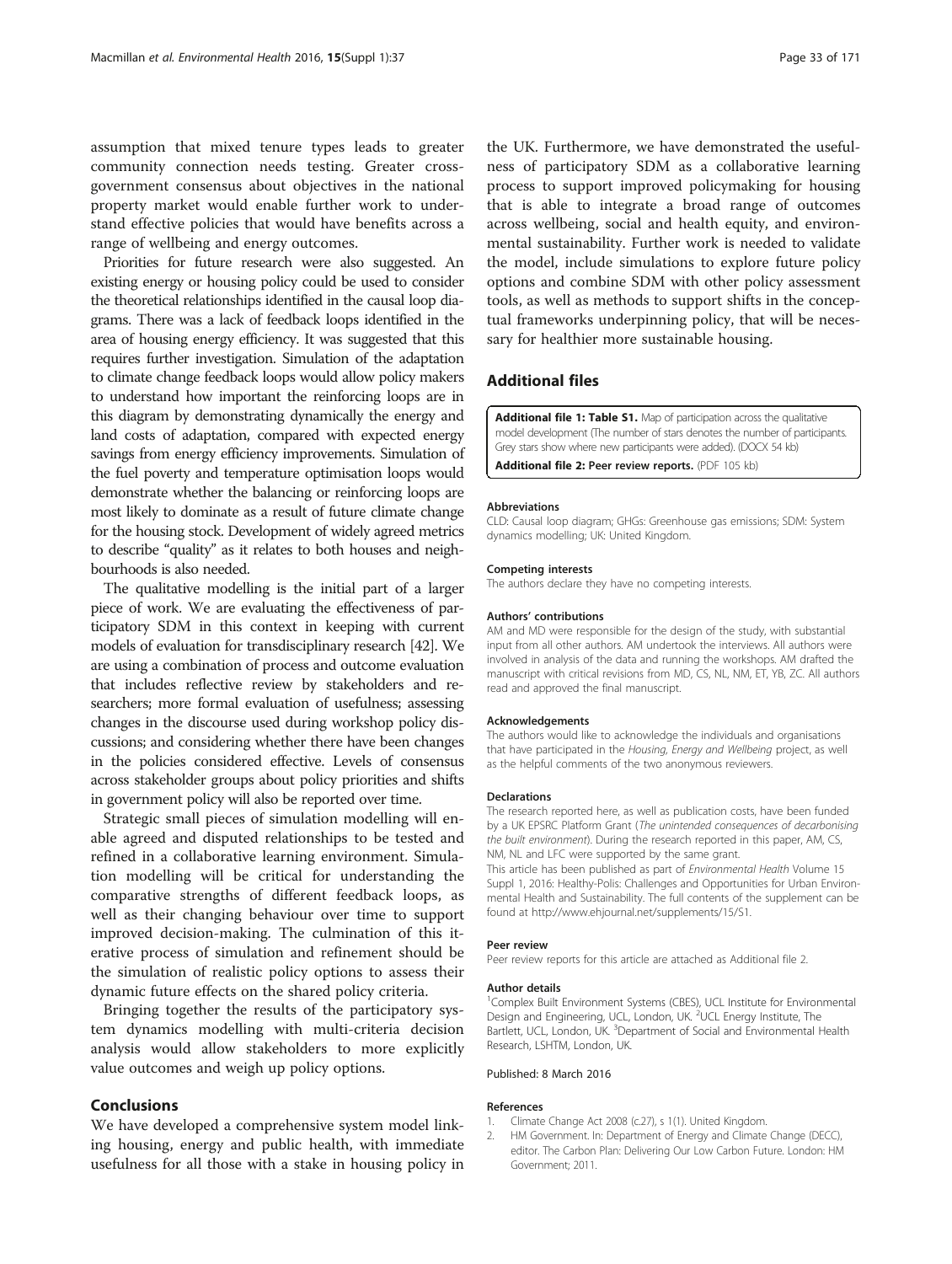assumption that mixed tenure types leads to greater community connection needs testing. Greater cross-government consensus about objectives in the national property market would enable further work to understand effective policies that would have benefits across a range of wellbeing and energy outcomes.

Priorities for future research were also suggested. An existing energy or housing policy could be used to consider the theoretical relationships identified in the causal loop diagrams. There was a lack of feedback loops identified in the area of housing energy efficiency. It was suggested that this requires further investigation. Simulation of the adaptation to climate change feedback loops would allow policy makers to understand how important the reinforcing loops are in this diagram by demonstrating dynamically the energy and land costs of adaptation, compared with expected energy savings from energy efficiency improvements. Simulation of the fuel poverty and temperature optimisation loops would demonstrate whether the balancing or reinforcing loops are most likely to dominate as a result of future climate change for the housing stock. Development of widely agreed metrics to describe "quality" as it relates to both houses and neighbourhoods is also needed.

The qualitative modelling is the initial part of a larger piece of work. We are evaluating the effectiveness of participatory SDM in this context in keeping with current models of evaluation for transdisciplinary research [42]. We are using a combination of process and outcome evaluation that includes reflective review by stakeholders and researchers; more formal evaluation of usefulness; assessing changes in the discourse used during workshop policy discussions; and considering whether there have been changes in the policies considered effective. Levels of consensus across stakeholder groups about policy priorities and shifts in government policy will also be reported over time.

Strategic small pieces of simulation modelling will enable agreed and disputed relationships to be tested and refined in a collaborative learning environment. Simulation modelling will be critical for understanding the comparative strengths of different feedback loops, as well as their changing behaviour over time to support improved decision-making. The culmination of this iterative process of simulation and refinement should be the simulation of realistic policy options to assess their dynamic future effects on the shared policy criteria.

Bringing together the results of the participatory system dynamics modelling with multi-criteria decision analysis would allow stakeholders to more explicitly value outcomes and weigh up policy options.

## Conclusions

We have developed a comprehensive system model linking housing, energy and public health, with immediate usefulness for all those with a stake in housing policy in the UK. Furthermore, we have demonstrated the usefulness of participatory SDM as a collaborative learning process to support improved policymaking for housing that is able to integrate a broad range of outcomes across wellbeing, social and health equity, and environmental sustainability. Further work is needed to validate the model, include simulations to explore future policy options and combine SDM with other policy assessment tools, as well as methods to support shifts in the conceptual frameworks underpinning policy, that will be necessary for healthier more sustainable housing.

## Additional files

**Additional file 1: Table S1.** Map of participation across the qualitative model development (The number of stars denotes the number of participants. Grey stars show where new participants were added). (DOCX 54 kb)

**Additional file 2: Peer review reports.** (PDF 105 kb)

#### Abbreviations

CLD: Causal loop diagram; GHGs: Greenhouse gas emissions; SDM: System dynamics modelling; UK: United Kingdom.

#### Competing interests

The authors declare they have no competing interests.

#### Authors' contributions

AM and MD were responsible for the design of the study, with substantial input from all other authors. AM undertook the interviews. All authors were involved in analysis of the data and running the workshops. AM drafted the manuscript with critical revisions from MD, CS, NL, NM, ET, YB, ZC. All authors read and approved the final manuscript.

#### Acknowledgements

The authors would like to acknowledge the individuals and organisations that have participated in the *Housing, Energy and Wellbeing* project, as well as the helpful comments of the two anonymous reviewers.

#### Declarations

The research reported here, as well as publication costs, have been funded by a UK EPSRC Platform Grant (*The unintended consequences of decarbonising the built environment*). During the research reported in this paper, AM, CS, NM, NL and LFC were supported by the same grant.

This article has been published as part of *Environmental Health* Volume 15 Suppl 1, 2016: Healthy-Polis: Challenges and Opportunities for Urban Environmental Health and Sustainability. The full contents of the supplement can be found at http://www.ehjournal.net/supplements/15/S1.

#### Peer review

Peer review reports for this article are attached as Additional file 2.

#### Author details

[1]Complex Built Environment Systems (CBES), UCL Institute for Environmental Design and Engineering, UCL, London, UK. [2]UCL Energy Institute, The Bartlett, UCL, London, UK. [3]Department of Social and Environmental Health Research, LSHTM, London, UK.

Published: 8 March 2016

#### References

1. Climate Change Act 2008 (c.27), s 1(1). United Kingdom.
2. HM Government. In: Department of Energy and Climate Change (DECC), editor. The Carbon Plan: Delivering Our Low Carbon Future. London: HM Government; 2011.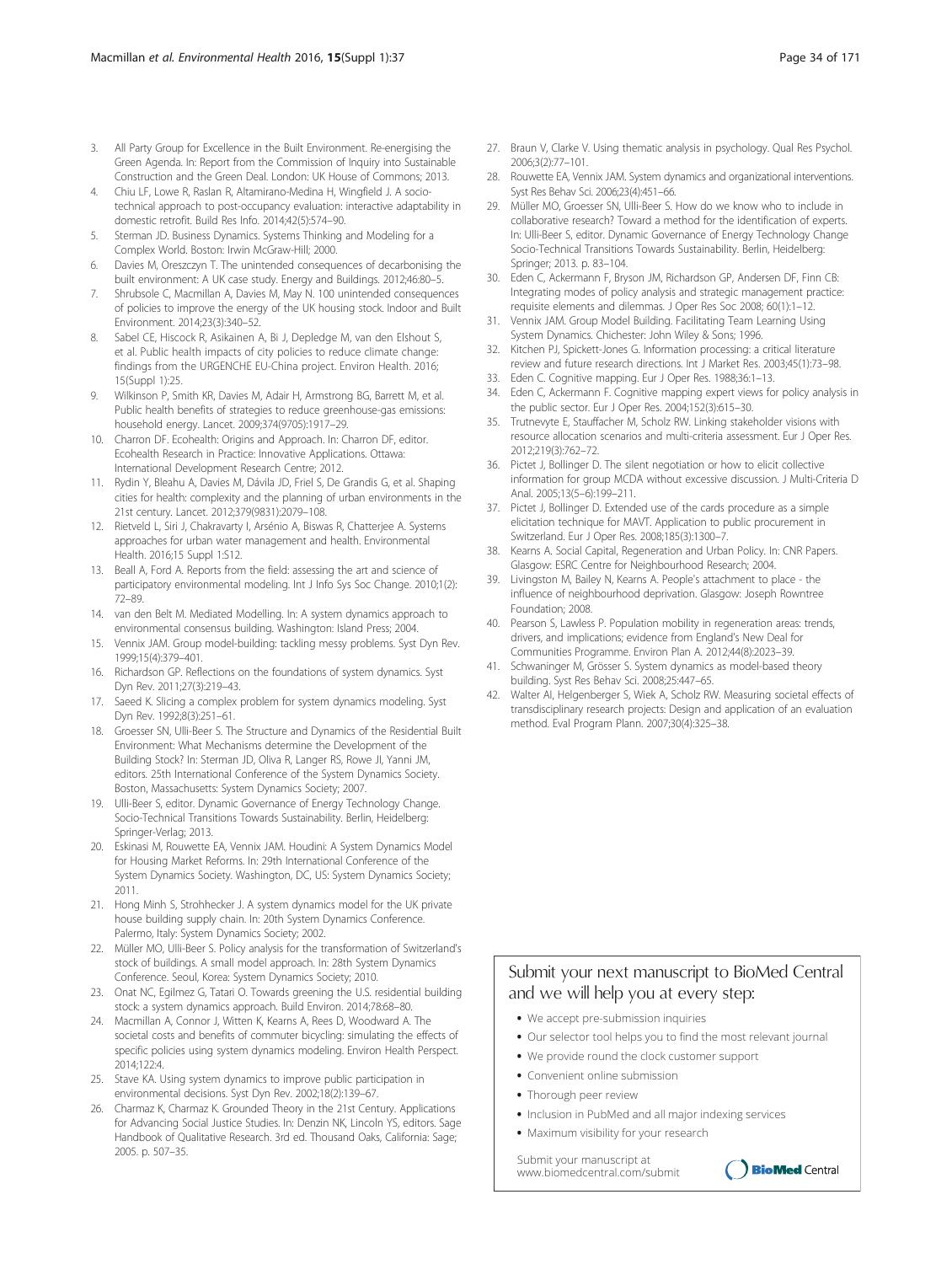3. All Party Group for Excellence in the Built Environment. Re-energising the Green Agenda. In: Report from the Commission of Inquiry into Sustainable Construction and the Green Deal. London: UK House of Commons; 2013.
4. Chiu LF, Lowe R, Raslan R, Altamirano-Medina H, Wingfield J. A socio-technical approach to post-occupancy evaluation: interactive adaptability in domestic retrofit. Build Res Info. 2014;42(5):574–90.
5. Sterman JD. Business Dynamics. Systems Thinking and Modeling for a Complex World. Boston: Irwin McGraw-Hill; 2000.
6. Davies M, Oreszczyn T. The unintended consequences of decarbonising the built environment: A UK case study. Energy and Buildings. 2012;46:80–5.
7. Shrubsole C, Macmillan A, Davies M, May N. 100 unintended consequences of policies to improve the energy of the UK housing stock. Indoor and Built Environment. 2014;23(3):340–52.
8. Sabel CE, Hiscock R, Asikainen A, Bi J, Depledge M, van den Elshout S, et al. Public health impacts of city policies to reduce climate change: findings from the URGENCHE EU-China project. Environ Health. 2016; 15(Suppl 1):25.
9. Wilkinson P, Smith KR, Davies M, Adair H, Armstrong BG, Barrett M, et al. Public health benefits of strategies to reduce greenhouse-gas emissions: household energy. Lancet. 2009;374(9705):1917–29.
10. Charron DF. Ecohealth: Origins and Approach. In: Charron DF, editor. Ecohealth Research in Practice: Innovative Applications. Ottawa: International Development Research Centre; 2012.
11. Rydin Y, Bleahu A, Davies M, Dávila JD, Friel S, De Grandis G, et al. Shaping cities for health: complexity and the planning of urban environments in the 21st century. Lancet. 2012;379(9831):2079–108.
12. Rietveld L, Siri J, Chakravarty I, Arsénio A, Biswas R, Chatterjee A. Systems approaches for urban water management and health. Environmental Health. 2016;15 Suppl 1:S12.
13. Beall A, Ford A. Reports from the field: assessing the art and science of participatory environmental modeling. Int J Info Sys Soc Change. 2010;1(2): 72–89.
14. van den Belt M. Mediated Modelling. In: A system dynamics approach to environmental consensus building. Washington: Island Press; 2004.
15. Vennix JAM. Group model-building: tackling messy problems. Syst Dyn Rev. 1999;15(4):379–401.
16. Richardson GP. Reflections on the foundations of system dynamics. Syst Dyn Rev. 2011;27(3):219–43.
17. Saeed K. Slicing a complex problem for system dynamics modeling. Syst Dyn Rev. 1992;8(3):251–61.
18. Groesser SN, Ulli-Beer S. The Structure and Dynamics of the Residential Built Environment: What Mechanisms determine the Development of the Building Stock? In: Sterman JD, Oliva R, Langer RS, Rowe JI, Yanni JM, editors. 25th International Conference of the System Dynamics Society. Boston, Massachusetts: System Dynamics Society; 2007.
19. Ulli-Beer S, editor. Dynamic Governance of Energy Technology Change. Socio-Technical Transitions Towards Sustainability. Berlin, Heidelberg: Springer-Verlag; 2013.
20. Eskinasi M, Rouwette EA, Vennix JAM. Houdini: A System Dynamics Model for Housing Market Reforms. In: 29th International Conference of the System Dynamics Society. Washington, DC, US: System Dynamics Society; 2011.
21. Hong Minh S, Strohhecker J. A system dynamics model for the UK private house building supply chain. In: 20th System Dynamics Conference. Palermo, Italy: System Dynamics Society; 2002.
22. Müller MO, Ulli-Beer S. Policy analysis for the transformation of Switzerland's stock of buildings. A small model approach. In: 28th System Dynamics Conference. Seoul, Korea: System Dynamics Society; 2010.
23. Onat NC, Egilmez G, Tatari O. Towards greening the U.S. residential building stock: a system dynamics approach. Build Environ. 2014;78:68–80.
24. Macmillan A, Connor J, Witten K, Kearns A, Rees D, Woodward A. The societal costs and benefits of commuter bicycling: simulating the effects of specific policies using system dynamics modeling. Environ Health Perspect. 2014;122:4.
25. Stave KA. Using system dynamics to improve public participation in environmental decisions. Syst Dyn Rev. 2002;18(2):139–67.
26. Charmaz K, Charmaz K. Grounded Theory in the 21st Century. Applications for Advancing Social Justice Studies. In: Denzin NK, Lincoln YS, editors. Sage Handbook of Qualitative Research. 3rd ed. Thousand Oaks, California: Sage; 2005. p. 507–35.
27. Braun V, Clarke V. Using thematic analysis in psychology. Qual Res Psychol. 2006;3(2):77–101.
28. Rouwette EA, Vennix JAM. System dynamics and organizational interventions. Syst Res Behav Sci. 2006;23(4):451–66.
29. Müller MO, Groesser SN, Ulli-Beer S. How do we know who to include in collaborative research? Toward a method for the identification of experts. In: Ulli-Beer S, editor. Dynamic Governance of Energy Technology Change Socio-Technical Transitions Towards Sustainability. Berlin, Heidelberg: Springer; 2013. p. 83–104.
30. Eden C, Ackermann F, Bryson JM, Richardson GP, Andersen DF, Finn CB: Integrating modes of policy analysis and strategic management practice: requisite elements and dilemmas. J Oper Res Soc 2008; 60(1):1–12.
31. Vennix JAM. Group Model Building. Facilitating Team Learning Using System Dynamics. Chichester: John Wiley & Sons; 1996.
32. Kitchen PJ, Spickett-Jones G. Information processing: a critical literature review and future research directions. Int J Market Res. 2003;45(1):73–98.
33. Eden C. Cognitive mapping. Eur J Oper Res. 1988;36:1–13.
34. Eden C, Ackermann F. Cognitive mapping expert views for policy analysis in the public sector. Eur J Oper Res. 2004;152(3):615–30.
35. Trutnevyte E, Stauffacher M, Scholz RW. Linking stakeholder visions with resource allocation scenarios and multi-criteria assessment. Eur J Oper Res. 2012;219(3):762–72.
36. Pictet J, Bollinger D. The silent negotiation or how to elicit collective information for group MCDA without excessive discussion. J Multi-Criteria D Anal. 2005;13(5–6):199–211.
37. Pictet J, Bollinger D. Extended use of the cards procedure as a simple elicitation technique for MAVT. Application to public procurement in Switzerland. Eur J Oper Res. 2008;185(3):1300–7.
38. Kearns A. Social Capital, Regeneration and Urban Policy. In: CNR Papers. Glasgow: ESRC Centre for Neighbourhood Research; 2004.
39. Livingston M, Bailey N, Kearns A. People's attachment to place - the influence of neighbourhood deprivation. Glasgow: Joseph Rowntree Foundation; 2008.
40. Pearson S, Lawless P. Population mobility in regeneration areas: trends, drivers, and implications; evidence from England's New Deal for Communities Programme. Environ Plan A. 2012;44(8):2023–39.
41. Schwaninger M, Grösser S. System dynamics as model-based theory building. Syst Res Behav Sci. 2008;25:447–65.
42. Walter AI, Helgenberger S, Wiek A, Scholz RW. Measuring societal effects of transdisciplinary research projects: Design and application of an evaluation method. Eval Program Plann. 2007;30(4):325–38.

Submit your next manuscript to BioMed Central and we will help you at every step:

- We accept pre-submission inquiries
- Our selector tool helps you to find the most relevant journal
- We provide round the clock customer support
- Convenient online submission
- Thorough peer review
- Inclusion in PubMed and all major indexing services
- Maximum visibility for your research

Submit your manuscript at
www.biomedcentral.com/submit

BioMed Central